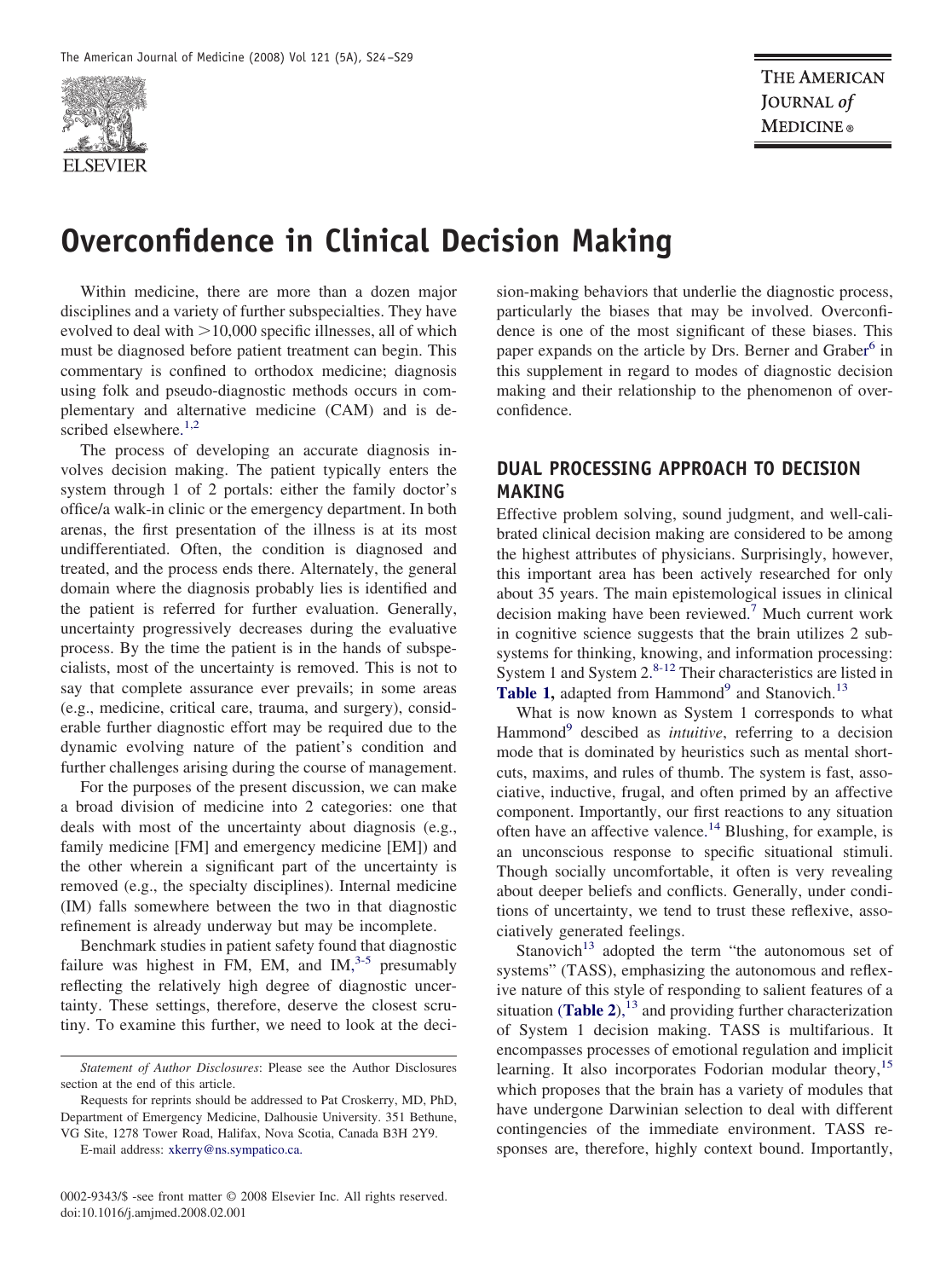# Overconfidence in Clinical Decision Making

Within medicine, there are more than a dozen major disciplines and a variety of further subspecialties. They have evolved to deal with >10,000 specific illnesses, all of which must be diagnosed before patient treatment can begin. This commentary is confined to orthodox medicine; diagnosis using folk and pseudo-diagnostic methods occurs in complementary and alternative medicine (CAM) and is described elsewhere.[1,2]

The process of developing an accurate diagnosis involves decision making. The patient typically enters the system through 1 of 2 portals: either the family doctor's office/a walk-in clinic or the emergency department. In both arenas, the first presentation of the illness is at its most undifferentiated. Often, the condition is diagnosed and treated, and the process ends there. Alternately, the general domain where the diagnosis probably lies is identified and the patient is referred for further evaluation. Generally, uncertainty progressively decreases during the evaluative process. By the time the patient is in the hands of subspecialists, most of the uncertainty is removed. This is not to say that complete assurance ever prevails; in some areas (e.g., medicine, critical care, trauma, and surgery), considerable further diagnostic effort may be required due to the dynamic evolving nature of the patient's condition and further challenges arising during the course of management.

For the purposes of the present discussion, we can make a broad division of medicine into 2 categories: one that deals with most of the uncertainty about diagnosis (e.g., family medicine [FM] and emergency medicine [EM]) and the other wherein a significant part of the uncertainty is removed (e.g., the specialty disciplines). Internal medicine (IM) falls somewhere between the two in that diagnostic refinement is already underway but may be incomplete.

Benchmark studies in patient safety found that diagnostic failure was highest in FM, EM, and IM,[3-5] presumably reflecting the relatively high degree of diagnostic uncertainty. These settings, therefore, deserve the closest scrutiny. To examine this further, we need to look at the decision-making behaviors that underlie the diagnostic process, particularly the biases that may be involved. Overconfidence is one of the most significant of these biases. This paper expands on the article by Drs. Berner and Graber[6] in this supplement in regard to modes of diagnostic decision making and their relationship to the phenomenon of overconfidence.

## DUAL PROCESSING APPROACH TO DECISION MAKING

Effective problem solving, sound judgment, and well-calibrated clinical decision making are considered to be among the highest attributes of physicians. Surprisingly, however, this important area has been actively researched for only about 35 years. The main epistemological issues in clinical decision making have been reviewed.[7] Much current work in cognitive science suggests that the brain utilizes 2 subsystems for thinking, knowing, and information processing: System 1 and System 2.[8-12] Their characteristics are listed in **Table 1,** adapted from Hammond[9] and Stanovich.[13]

What is now known as System 1 corresponds to what Hammond[9] descibed as *intuitive*, referring to a decision mode that is dominated by heuristics such as mental shortcuts, maxims, and rules of thumb. The system is fast, associative, inductive, frugal, and often primed by an affective component. Importantly, our first reactions to any situation often have an affective valence.[14] Blushing, for example, is an unconscious response to specific situational stimuli. Though socially uncomfortable, it often is very revealing about deeper beliefs and conflicts. Generally, under conditions of uncertainty, we tend to trust these reflexive, associatively generated feelings.

Stanovich[13] adopted the term "the autonomous set of systems" (TASS), emphasizing the autonomous and reflexive nature of this style of responding to salient features of a situation (**Table 2**),[13] and providing further characterization of System 1 decision making. TASS is multifarious. It encompasses processes of emotional regulation and implicit learning. It also incorporates Fodorian modular theory,[15] which proposes that the brain has a variety of modules that have undergone Darwinian selection to deal with different contingencies of the immediate environment. TASS responses are, therefore, highly context bound. Importantly,

*Statement of Author Disclosures*: Please see the Author Disclosures section at the end of this article.

Requests for reprints should be addressed to Pat Croskerry, MD, PhD, Department of Emergency Medicine, Dalhousie University. 351 Bethune, VG Site, 1278 Tower Road, Halifax, Nova Scotia, Canada B3H 2Y9.

E-mail address: xkerry@ns.sympatico.ca.

0002-9343/$ -see front matter © 2008 Elsevier Inc. All rights reserved.
doi:10.1016/j.amjmed.2008.02.001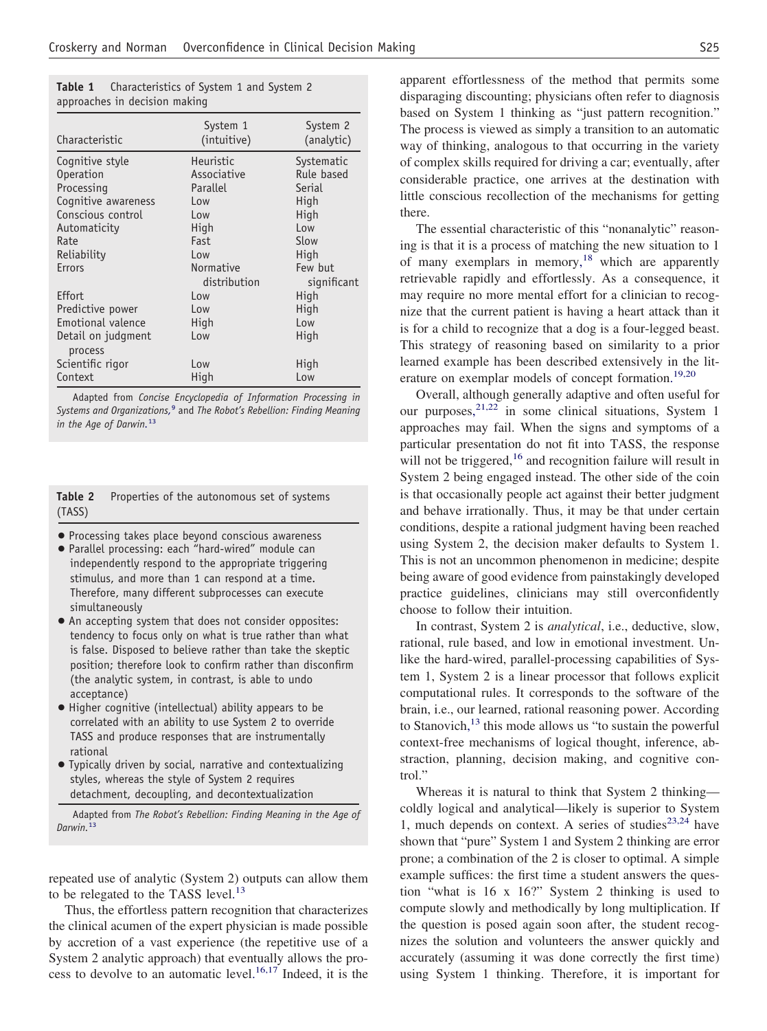**Table 1** Characteristics of System 1 and System 2 approaches in decision making

| Characteristic | System 1 (intuitive) | System 2 (analytic) |
|---|---|---|
| Cognitive style | Heuristic | Systematic |
| Operation | Associative | Rule based |
| Processing | Parallel | Serial |
| Cognitive awareness | Low | High |
| Conscious control | Low | High |
| Automaticity | High | Low |
| Rate | Fast | Slow |
| Reliability | Low | High |
| Errors | Normative distribution | Few but significant |
| Effort | Low | High |
| Predictive power | Low | High |
| Emotional valence | High | Low |
| Detail on judgment process | Low | High |
| Scientific rigor | Low | High |
| Context | High | Low |

Adapted from *Concise Encyclopedia of Information Processing in Systems and Organizations,*[9] and *The Robot's Rebellion: Finding Meaning in the Age of Darwin.*[13]

**Table 2** Properties of the autonomous set of systems (TASS)

- Processing takes place beyond conscious awareness
- Parallel processing: each "hard-wired" module can independently respond to the appropriate triggering stimulus, and more than 1 can respond at a time. Therefore, many different subprocesses can execute simultaneously
- An accepting system that does not consider opposites: tendency to focus only on what is true rather than what is false. Disposed to believe rather than take the skeptic position; therefore look to confirm rather than disconfirm (the analytic system, in contrast, is able to undo acceptance)
- Higher cognitive (intellectual) ability appears to be correlated with an ability to use System 2 to override TASS and produce responses that are instrumentally rational
- Typically driven by social, narrative and contextualizing styles, whereas the style of System 2 requires detachment, decoupling, and decontextualization

Adapted from *The Robot's Rebellion: Finding Meaning in the Age of Darwin.*[13]

repeated use of analytic (System 2) outputs can allow them to be relegated to the TASS level.[13]

Thus, the effortless pattern recognition that characterizes the clinical acumen of the expert physician is made possible by accretion of a vast experience (the repetitive use of a System 2 analytic approach) that eventually allows the process to devolve to an automatic level.[16,17] Indeed, it is the apparent effortlessness of the method that permits some disparaging discounting; physicians often refer to diagnosis based on System 1 thinking as "just pattern recognition." The process is viewed as simply a transition to an automatic way of thinking, analogous to that occurring in the variety of complex skills required for driving a car; eventually, after considerable practice, one arrives at the destination with little conscious recollection of the mechanisms for getting there.

The essential characteristic of this "nonanalytic" reasoning is that it is a process of matching the new situation to 1 of many exemplars in memory,[18] which are apparently retrievable rapidly and effortlessly. As a consequence, it may require no more mental effort for a clinician to recognize that the current patient is having a heart attack than it is for a child to recognize that a dog is a four-legged beast. This strategy of reasoning based on similarity to a prior learned example has been described extensively in the literature on exemplar models of concept formation.[19,20]

Overall, although generally adaptive and often useful for our purposes,[21,22] in some clinical situations, System 1 approaches may fail. When the signs and symptoms of a particular presentation do not fit into TASS, the response will not be triggered,[16] and recognition failure will result in System 2 being engaged instead. The other side of the coin is that occasionally people act against their better judgment and behave irrationally. Thus, it may be that under certain conditions, despite a rational judgment having been reached using System 2, the decision maker defaults to System 1. This is not an uncommon phenomenon in medicine; despite being aware of good evidence from painstakingly developed practice guidelines, clinicians may still overconfidently choose to follow their intuition.

In contrast, System 2 is *analytical*, i.e., deductive, slow, rational, rule based, and low in emotional investment. Unlike the hard-wired, parallel-processing capabilities of System 1, System 2 is a linear processor that follows explicit computational rules. It corresponds to the software of the brain, i.e., our learned, rational reasoning power. According to Stanovich,[13] this mode allows us "to sustain the powerful context-free mechanisms of logical thought, inference, abstraction, planning, decision making, and cognitive control."

Whereas it is natural to think that System 2 thinking—coldly logical and analytical—likely is superior to System 1, much depends on context. A series of studies[23,24] have shown that "pure" System 1 and System 2 thinking are error prone; a combination of the 2 is closer to optimal. A simple example suffices: the first time a student answers the question "what is 16 x 16?" System 2 thinking is used to compute slowly and methodically by long multiplication. If the question is posed again soon after, the student recognizes the solution and volunteers the answer quickly and accurately (assuming it was done correctly the first time) using System 1 thinking. Therefore, it is important for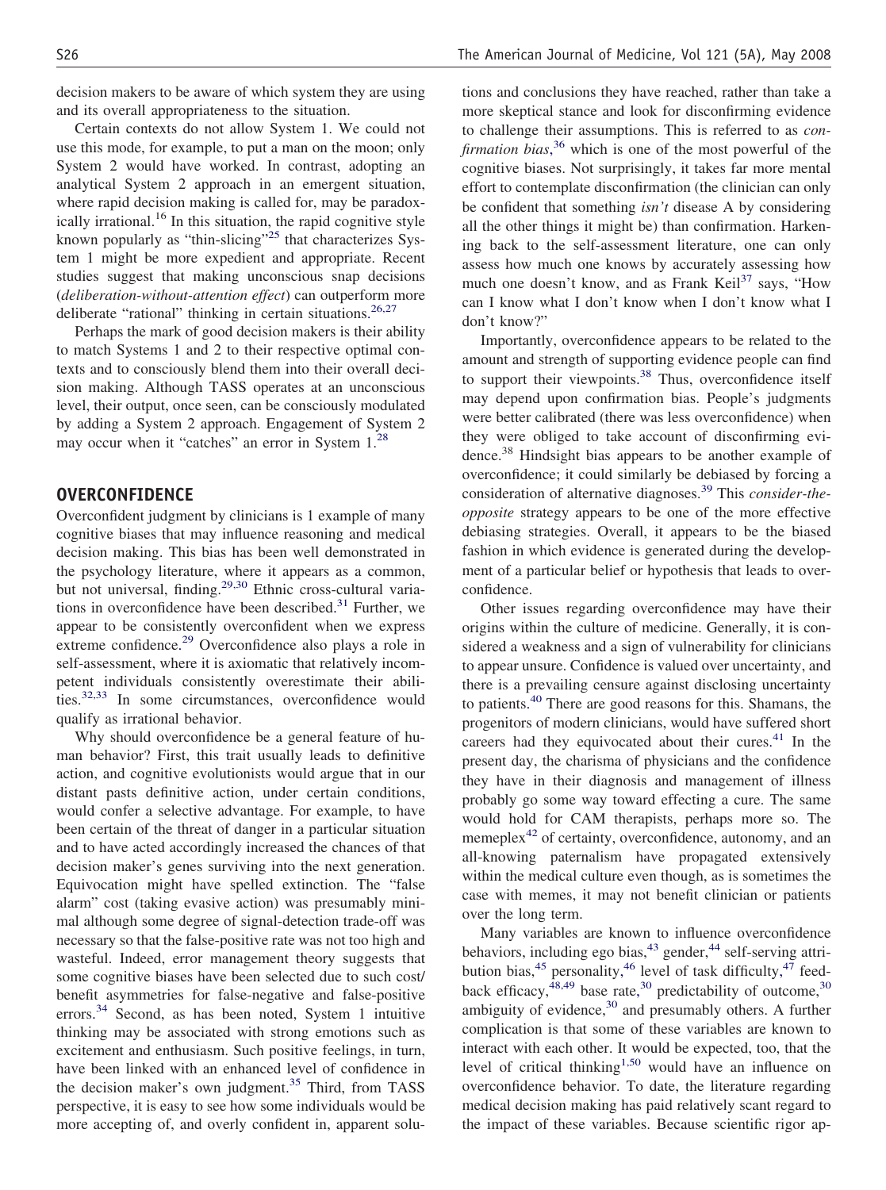decision makers to be aware of which system they are using and its overall appropriateness to the situation.

Certain contexts do not allow System 1. We could not use this mode, for example, to put a man on the moon; only System 2 would have worked. In contrast, adopting an analytical System 2 approach in an emergent situation, where rapid decision making is called for, may be paradoxically irrational.[16] In this situation, the rapid cognitive style known popularly as "thin-slicing"[25] that characterizes System 1 might be more expedient and appropriate. Recent studies suggest that making unconscious snap decisions (*deliberation-without-attention effect*) can outperform more deliberate "rational" thinking in certain situations.[26,27]

Perhaps the mark of good decision makers is their ability to match Systems 1 and 2 to their respective optimal contexts and to consciously blend them into their overall decision making. Although TASS operates at an unconscious level, their output, once seen, can be consciously modulated by adding a System 2 approach. Engagement of System 2 may occur when it "catches" an error in System 1.[28]

## OVERCONFIDENCE

Overconfident judgment by clinicians is 1 example of many cognitive biases that may influence reasoning and medical decision making. This bias has been well demonstrated in the psychology literature, where it appears as a common, but not universal, finding.[29,30] Ethnic cross-cultural variations in overconfidence have been described.[31] Further, we appear to be consistently overconfident when we express extreme confidence.[29] Overconfidence also plays a role in self-assessment, where it is axiomatic that relatively incompetent individuals consistently overestimate their abilities.[32,33] In some circumstances, overconfidence would qualify as irrational behavior.

Why should overconfidence be a general feature of human behavior? First, this trait usually leads to definitive action, and cognitive evolutionists would argue that in our distant pasts definitive action, under certain conditions, would confer a selective advantage. For example, to have been certain of the threat of danger in a particular situation and to have acted accordingly increased the chances of that decision maker's genes surviving into the next generation. Equivocation might have spelled extinction. The "false alarm" cost (taking evasive action) was presumably minimal although some degree of signal-detection trade-off was necessary so that the false-positive rate was not too high and wasteful. Indeed, error management theory suggests that some cognitive biases have been selected due to such cost/benefit asymmetries for false-negative and false-positive errors.[34] Second, as has been noted, System 1 intuitive thinking may be associated with strong emotions such as excitement and enthusiasm. Such positive feelings, in turn, have been linked with an enhanced level of confidence in the decision maker's own judgment.[35] Third, from TASS perspective, it is easy to see how some individuals would be more accepting of, and overly confident in, apparent solutions and conclusions they have reached, rather than take a more skeptical stance and look for disconfirming evidence to challenge their assumptions. This is referred to as *confirmation bias*,[36] which is one of the most powerful of the cognitive biases. Not surprisingly, it takes far more mental effort to contemplate disconfirmation (the clinician can only be confident that something *isn't* disease A by considering all the other things it might be) than confirmation. Harkening back to the self-assessment literature, one can only assess how much one knows by accurately assessing how much one doesn't know, and as Frank Keil[37] says, "How can I know what I don't know when I don't know what I don't know?"

Importantly, overconfidence appears to be related to the amount and strength of supporting evidence people can find to support their viewpoints.[38] Thus, overconfidence itself may depend upon confirmation bias. People's judgments were better calibrated (there was less overconfidence) when they were obliged to take account of disconfirming evidence.[38] Hindsight bias appears to be another example of overconfidence; it could similarly be debiased by forcing a consideration of alternative diagnoses.[39] This *consider-the-opposite* strategy appears to be one of the more effective debiasing strategies. Overall, it appears to be the biased fashion in which evidence is generated during the development of a particular belief or hypothesis that leads to overconfidence.

Other issues regarding overconfidence may have their origins within the culture of medicine. Generally, it is considered a weakness and a sign of vulnerability for clinicians to appear unsure. Confidence is valued over uncertainty, and there is a prevailing censure against disclosing uncertainty to patients.[40] There are good reasons for this. Shamans, the progenitors of modern clinicians, would have suffered short careers had they equivocated about their cures.[41] In the present day, the charisma of physicians and the confidence they have in their diagnosis and management of illness probably go some way toward effecting a cure. The same would hold for CAM therapists, perhaps more so. The memeplex[42] of certainty, overconfidence, autonomy, and an all-knowing paternalism have propagated extensively within the medical culture even though, as is sometimes the case with memes, it may not benefit clinician or patients over the long term.

Many variables are known to influence overconfidence behaviors, including ego bias,[43] gender,[44] self-serving attribution bias,[45] personality,[46] level of task difficulty,[47] feedback efficacy,[48,49] base rate,[30] predictability of outcome,[30] ambiguity of evidence,[30] and presumably others. A further complication is that some of these variables are known to interact with each other. It would be expected, too, that the level of critical thinking[1,50] would have an influence on overconfidence behavior. To date, the literature regarding medical decision making has paid relatively scant regard to the impact of these variables. Because scientific rigor ap-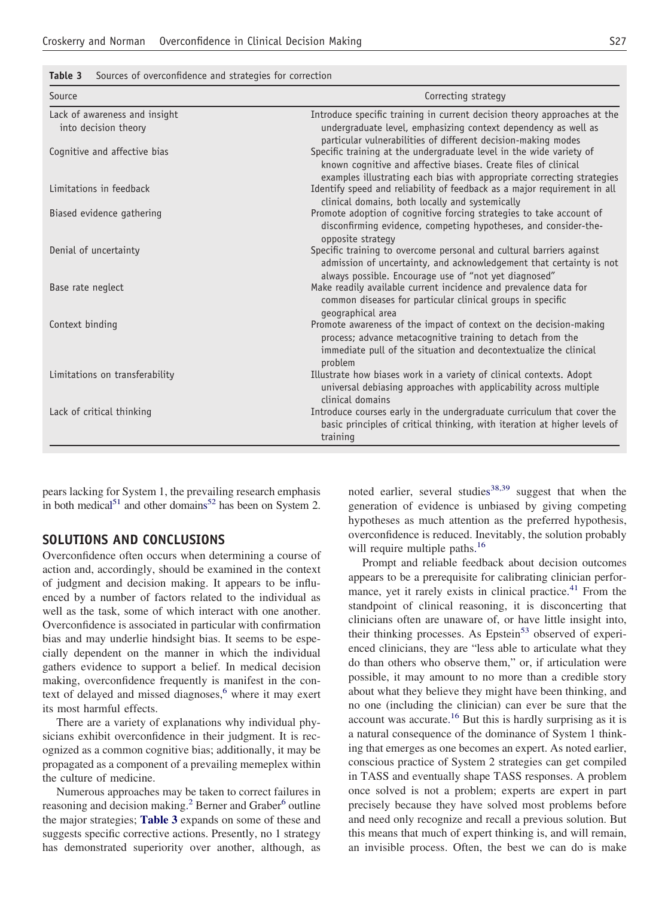**Table 3** Sources of overconfidence and strategies for correction

| Source | Correcting strategy |
| --- | --- |
| Lack of awareness and insight into decision theory | Introduce specific training in current decision theory approaches at the undergraduate level, emphasizing context dependency as well as particular vulnerabilities of different decision-making modes |
| Cognitive and affective bias | Specific training at the undergraduate level in the wide variety of known cognitive and affective biases. Create files of clinical examples illustrating each bias with appropriate correcting strategies |
| Limitations in feedback | Identify speed and reliability of feedback as a major requirement in all clinical domains, both locally and systemically |
| Biased evidence gathering | Promote adoption of cognitive forcing strategies to take account of disconfirming evidence, competing hypotheses, and consider-the-opposite strategy |
| Denial of uncertainty | Specific training to overcome personal and cultural barriers against admission of uncertainty, and acknowledgement that certainty is not always possible. Encourage use of "not yet diagnosed" |
| Base rate neglect | Make readily available current incidence and prevalence data for common diseases for particular clinical groups in specific geographical area |
| Context binding | Promote awareness of the impact of context on the decision-making process; advance metacognitive training to detach from the immediate pull of the situation and decontextualize the clinical problem |
| Limitations on transferability | Illustrate how biases work in a variety of clinical contexts. Adopt universal debiasing approaches with applicability across multiple clinical domains |
| Lack of critical thinking | Introduce courses early in the undergraduate curriculum that cover the basic principles of critical thinking, with iteration at higher levels of training |

pears lacking for System 1, the prevailing research emphasis in both medical[51] and other domains[52] has been on System 2.

## SOLUTIONS AND CONCLUSIONS

Overconfidence often occurs when determining a course of action and, accordingly, should be examined in the context of judgment and decision making. It appears to be influenced by a number of factors related to the individual as well as the task, some of which interact with one another. Overconfidence is associated in particular with confirmation bias and may underlie hindsight bias. It seems to be especially dependent on the manner in which the individual gathers evidence to support a belief. In medical decision making, overconfidence frequently is manifest in the context of delayed and missed diagnoses,[6] where it may exert its most harmful effects.

There are a variety of explanations why individual physicians exhibit overconfidence in their judgment. It is recognized as a common cognitive bias; additionally, it may be propagated as a component of a prevailing memeplex within the culture of medicine.

Numerous approaches may be taken to correct failures in reasoning and decision making.[2] Berner and Graber[6] outline the major strategies; **Table 3** expands on some of these and suggests specific corrective actions. Presently, no 1 strategy has demonstrated superiority over another, although, as noted earlier, several studies[38,39] suggest that when the generation of evidence is unbiased by giving competing hypotheses as much attention as the preferred hypothesis, overconfidence is reduced. Inevitably, the solution probably will require multiple paths.[16]

Prompt and reliable feedback about decision outcomes appears to be a prerequisite for calibrating clinician performance, yet it rarely exists in clinical practice.[41] From the standpoint of clinical reasoning, it is disconcerting that clinicians often are unaware of, or have little insight into, their thinking processes. As Epstein[53] observed of experienced clinicians, they are "less able to articulate what they do than others who observe them," or, if articulation were possible, it may amount to no more than a credible story about what they believe they might have been thinking, and no one (including the clinician) can ever be sure that the account was accurate.[16] But this is hardly surprising as it is a natural consequence of the dominance of System 1 thinking that emerges as one becomes an expert. As noted earlier, conscious practice of System 2 strategies can get compiled in TASS and eventually shape TASS responses. A problem once solved is not a problem; experts are expert in part precisely because they have solved most problems before and need only recognize and recall a previous solution. But this means that much of expert thinking is, and will remain, an invisible process. Often, the best we can do is make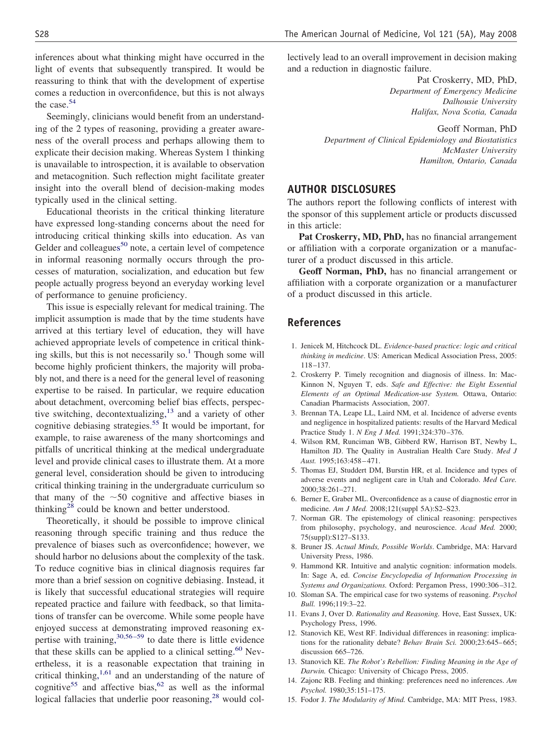inferences about what thinking might have occurred in the light of events that subsequently transpired. It would be reassuring to think that with the development of expertise comes a reduction in overconfidence, but this is not always the case.[54]

Seemingly, clinicians would benefit from an understanding of the 2 types of reasoning, providing a greater awareness of the overall process and perhaps allowing them to explicate their decision making. Whereas System 1 thinking is unavailable to introspection, it is available to observation and metacognition. Such reflection might facilitate greater insight into the overall blend of decision-making modes typically used in the clinical setting.

Educational theorists in the critical thinking literature have expressed long-standing concerns about the need for introducing critical thinking skills into education. As van Gelder and colleagues[50] note, a certain level of competence in informal reasoning normally occurs through the processes of maturation, socialization, and education but few people actually progress beyond an everyday working level of performance to genuine proficiency.

This issue is especially relevant for medical training. The implicit assumption is made that by the time students have arrived at this tertiary level of education, they will have achieved appropriate levels of competence in critical thinking skills, but this is not necessarily so.[1] Though some will become highly proficient thinkers, the majority will probably not, and there is a need for the general level of reasoning expertise to be raised. In particular, we require education about detachment, overcoming belief bias effects, perspective switching, decontextualizing,[13] and a variety of other cognitive debiasing strategies.[55] It would be important, for example, to raise awareness of the many shortcomings and pitfalls of uncritical thinking at the medical undergraduate level and provide clinical cases to illustrate them. At a more general level, consideration should be given to introducing critical thinking training in the undergraduate curriculum so that many of the ~50 cognitive and affective biases in thinking[28] could be known and better understood.

Theoretically, it should be possible to improve clinical reasoning through specific training and thus reduce the prevalence of biases such as overconfidence; however, we should harbor no delusions about the complexity of the task. To reduce cognitive bias in clinical diagnosis requires far more than a brief session on cognitive debiasing. Instead, it is likely that successful educational strategies will require repeated practice and failure with feedback, so that limitations of transfer can be overcome. While some people have enjoyed success at demonstrating improved reasoning expertise with training,[30,56–59] to date there is little evidence that these skills can be applied to a clinical setting.[60] Nevertheless, it is a reasonable expectation that training in critical thinking,[1,61] and an understanding of the nature of cognitive[55] and affective bias,[62] as well as the informal logical fallacies that underlie poor reasoning,[28] would collectively lead to an overall improvement in decision making and a reduction in diagnostic failure.

Pat Croskerry, MD, PhD,
*Department of Emergency Medicine*
*Dalhousie University*
*Halifax, Nova Scotia, Canada*

Geoff Norman, PhD
*Department of Clinical Epidemiology and Biostatistics*
*McMaster University*
*Hamilton, Ontario, Canada*

## AUTHOR DISCLOSURES

The authors report the following conflicts of interest with the sponsor of this supplement article or products discussed in this article:

**Pat Croskerry, MD, PhD,** has no financial arrangement or affiliation with a corporate organization or a manufacturer of a product discussed in this article.

**Geoff Norman, PhD,** has no financial arrangement or affiliation with a corporate organization or a manufacturer of a product discussed in this article.

## References

1. Jenicek M, Hitchcock DL. *Evidence-based practice: logic and critical thinking in medicine*. US: American Medical Association Press, 2005: 118–137.
2. Croskerry P. Timely recognition and diagnosis of illness. In: MacKinnon N, Nguyen T, eds. *Safe and Effective: the Eight Essential Elements of an Optimal Medication-use System.* Ottawa, Ontario: Canadian Pharmacists Association, 2007.
3. Brennan TA, Leape LL, Laird NM, et al. Incidence of adverse events and negligence in hospitalized patients: results of the Harvard Medical Practice Study 1. *N Eng J Med.* 1991;324:370–376.
4. Wilson RM, Runciman WB, Gibberd RW, Harrison BT, Newby L, Hamilton JD. The Quality in Australian Health Care Study. *Med J Aust.* 1995;163:458–471.
5. Thomas EJ, Studdert DM, Burstin HR, et al. Incidence and types of adverse events and negligent care in Utah and Colorado. *Med Care.* 2000;38:261–271.
6. Berner E, Graber ML. Overconfidence as a cause of diagnostic error in medicine. *Am J Med.* 2008;121(suppl 5A):S2–S23.
7. Norman GR. The epistemology of clinical reasoning: perspectives from philosophy, psychology, and neuroscience. *Acad Med.* 2000; 75(suppl):S127–S133.
8. Bruner JS. *Actual Minds, Possible Worlds*. Cambridge, MA: Harvard University Press, 1986.
9. Hammond KR. Intuitive and analytic cognition: information models. In: Sage A, ed. *Concise Encyclopedia of Information Processing in Systems and Organizations.* Oxford: Pergamon Press, 1990:306–312.
10. Sloman SA. The empirical case for two systems of reasoning. *Psychol Bull.* 1996;119:3–22.
11. Evans J, Over D. *Rationality and Reasoning.* Hove, East Sussex, UK: Psychology Press, 1996.
12. Stanovich KE, West RF. Individual differences in reasoning: implications for the rationality debate? *Behav Brain Sci.* 2000;23:645–665; discussion 665–726.
13. Stanovich KE. *The Robot's Rebellion: Finding Meaning in the Age of Darwin.* Chicago: University of Chicago Press, 2005.
14. Zajonc RB. Feeling and thinking: preferences need no inferences. *Am Psychol.* 1980;35:151–175.
15. Fodor J. *The Modularity of Mind.* Cambridge, MA: MIT Press, 1983.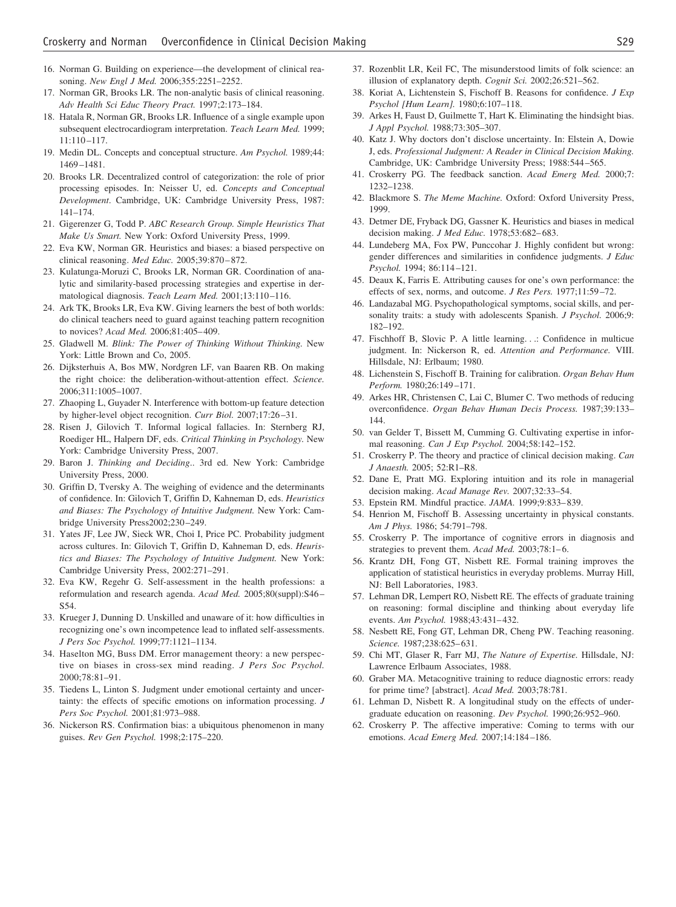16. Norman G. Building on experience—the development of clinical reasoning. *New Engl J Med.* 2006;355:2251–2252.
17. Norman GR, Brooks LR. The non-analytic basis of clinical reasoning. *Adv Health Sci Educ Theory Pract.* 1997;2:173–184.
18. Hatala R, Norman GR, Brooks LR. Influence of a single example upon subsequent electrocardiogram interpretation. *Teach Learn Med.* 1999; 11:110–117.
19. Medin DL. Concepts and conceptual structure. *Am Psychol.* 1989;44: 1469–1481.
20. Brooks LR. Decentralized control of categorization: the role of prior processing episodes. In: Neisser U, ed. *Concepts and Conceptual Development*. Cambridge, UK: Cambridge University Press, 1987: 141–174.
21. Gigerenzer G, Todd P. *ABC Research Group. Simple Heuristics That Make Us Smart.* New York: Oxford University Press, 1999.
22. Eva KW, Norman GR. Heuristics and biases: a biased perspective on clinical reasoning. *Med Educ.* 2005;39:870–872.
23. Kulatunga-Moruzi C, Brooks LR, Norman GR. Coordination of analytic and similarity-based processing strategies and expertise in dermatological diagnosis. *Teach Learn Med.* 2001;13:110–116.
24. Ark TK, Brooks LR, Eva KW. Giving learners the best of both worlds: do clinical teachers need to guard against teaching pattern recognition to novices? *Acad Med.* 2006;81:405–409.
25. Gladwell M. *Blink: The Power of Thinking Without Thinking.* New York: Little Brown and Co, 2005.
26. Dijksterhuis A, Bos MW, Nordgren LF, van Baaren RB. On making the right choice: the deliberation-without-attention effect. *Science.* 2006;311:1005–1007.
27. Zhaoping L, Guyader N. Interference with bottom-up feature detection by higher-level object recognition. *Curr Biol.* 2007;17:26–31.
28. Risen J, Gilovich T. Informal logical fallacies. In: Sternberg RJ, Roediger HL, Halpern DF, eds. *Critical Thinking in Psychology.* New York: Cambridge University Press, 2007.
29. Baron J. *Thinking and Deciding*.. 3rd ed. New York: Cambridge University Press, 2000.
30. Griffin D, Tversky A. The weighing of evidence and the determinants of confidence. In: Gilovich T, Griffin D, Kahneman D, eds. *Heuristics and Biases: The Psychology of Intuitive Judgment.* New York: Cambridge University Press2002;230–249.
31. Yates JF, Lee JW, Sieck WR, Choi I, Price PC. Probability judgment across cultures. In: Gilovich T, Griffin D, Kahneman D, eds. *Heuristics and Biases: The Psychology of Intuitive Judgment.* New York: Cambridge University Press, 2002:271–291.
32. Eva KW, Regehr G. Self-assessment in the health professions: a reformulation and research agenda. *Acad Med.* 2005;80(suppl):S46–S54.
33. Krueger J, Dunning D. Unskilled and unaware of it: how difficulties in recognizing one's own incompetence lead to inflated self-assessments. *J Pers Soc Psychol.* 1999;77:1121–1134.
34. Haselton MG, Buss DM. Error management theory: a new perspective on biases in cross-sex mind reading. *J Pers Soc Psychol.* 2000;78:81–91.
35. Tiedens L, Linton S. Judgment under emotional certainty and uncertainty: the effects of specific emotions on information processing. *J Pers Soc Psychol.* 2001;81:973–988.
36. Nickerson RS. Confirmation bias: a ubiquitous phenomenon in many guises. *Rev Gen Psychol.* 1998;2:175–220.
37. Rozenblit LR, Keil FC, The misunderstood limits of folk science: an illusion of explanatory depth. *Cognit Sci.* 2002;26:521–562.
38. Koriat A, Lichtenstein S, Fischoff B. Reasons for confidence. *J Exp Psychol [Hum Learn].* 1980;6:107–118.
39. Arkes H, Faust D, Guilmette T, Hart K. Eliminating the hindsight bias. *J Appl Psychol.* 1988;73:305–307.
40. Katz J. Why doctors don't disclose uncertainty. In: Elstein A, Dowie J, eds. *Professional Judgment: A Reader in Clinical Decision Making.* Cambridge, UK: Cambridge University Press; 1988:544–565.
41. Croskerry PG. The feedback sanction. *Acad Emerg Med.* 2000;7: 1232–1238.
42. Blackmore S. *The Meme Machine.* Oxford: Oxford University Press, 1999.
43. Detmer DE, Fryback DG, Gassner K. Heuristics and biases in medical decision making. *J Med Educ.* 1978;53:682–683.
44. Lundeberg MA, Fox PW, Punccohar J. Highly confident but wrong: gender differences and similarities in confidence judgments. *J Educ Psychol.* 1994; 86:114–121.
45. Deaux K, Farris E. Attributing causes for one's own performance: the effects of sex, norms, and outcome. *J Res Pers.* 1977;11:59–72.
46. Landazabal MG. Psychopathological symptoms, social skills, and personality traits: a study with adolescents Spanish. *J Psychol.* 2006;9: 182–192.
47. Fischhoff B, Slovic P. A little learning. . .: Confidence in multicue judgment. In: Nickerson R, ed. *Attention and Performance.* VIII. Hillsdale, NJ: Erlbaum; 1980.
48. Lichenstein S, Fischoff B. Training for calibration. *Organ Behav Hum Perform.* 1980;26:149–171.
49. Arkes HR, Christensen C, Lai C, Blumer C. Two methods of reducing overconfidence. *Organ Behav Human Decis Process.* 1987;39:133–144.
50. van Gelder T, Bissett M, Cumming G. Cultivating expertise in informal reasoning. *Can J Exp Psychol.* 2004;58:142–152.
51. Croskerry P. The theory and practice of clinical decision making. *Can J Anaesth.* 2005; 52:R1–R8.
52. Dane E, Pratt MG. Exploring intuition and its role in managerial decision making. *Acad Manage Rev.* 2007;32:33–54.
53. Epstein RM. Mindful practice. *JAMA.* 1999;9:833–839.
54. Henrion M, Fischoff B. Assessing uncertainty in physical constants. *Am J Phys.* 1986; 54:791–798.
55. Croskerry P. The importance of cognitive errors in diagnosis and strategies to prevent them. *Acad Med.* 2003;78:1–6.
56. Krantz DH, Fong GT, Nisbett RE. Formal training improves the application of statistical heuristics in everyday problems. Murray Hill, NJ: Bell Laboratories, 1983.
57. Lehman DR, Lempert RO, Nisbett RE. The effects of graduate training on reasoning: formal discipline and thinking about everyday life events. *Am Psychol.* 1988;43:431–432.
58. Nesbett RE, Fong GT, Lehman DR, Cheng PW. Teaching reasoning. *Science.* 1987;238:625–631.
59. Chi MT, Glaser R, Farr MJ, *The Nature of Expertise.* Hillsdale, NJ: Lawrence Erlbaum Associates, 1988.
60. Graber MA. Metacognitive training to reduce diagnostic errors: ready for prime time? [abstract]. *Acad Med.* 2003;78:781.
61. Lehman D, Nisbett R. A longitudinal study on the effects of undergraduate education on reasoning. *Dev Psychol.* 1990;26:952–960.
62. Croskerry P. The affective imperative: Coming to terms with our emotions. *Acad Emerg Med.* 2007;14:184–186.